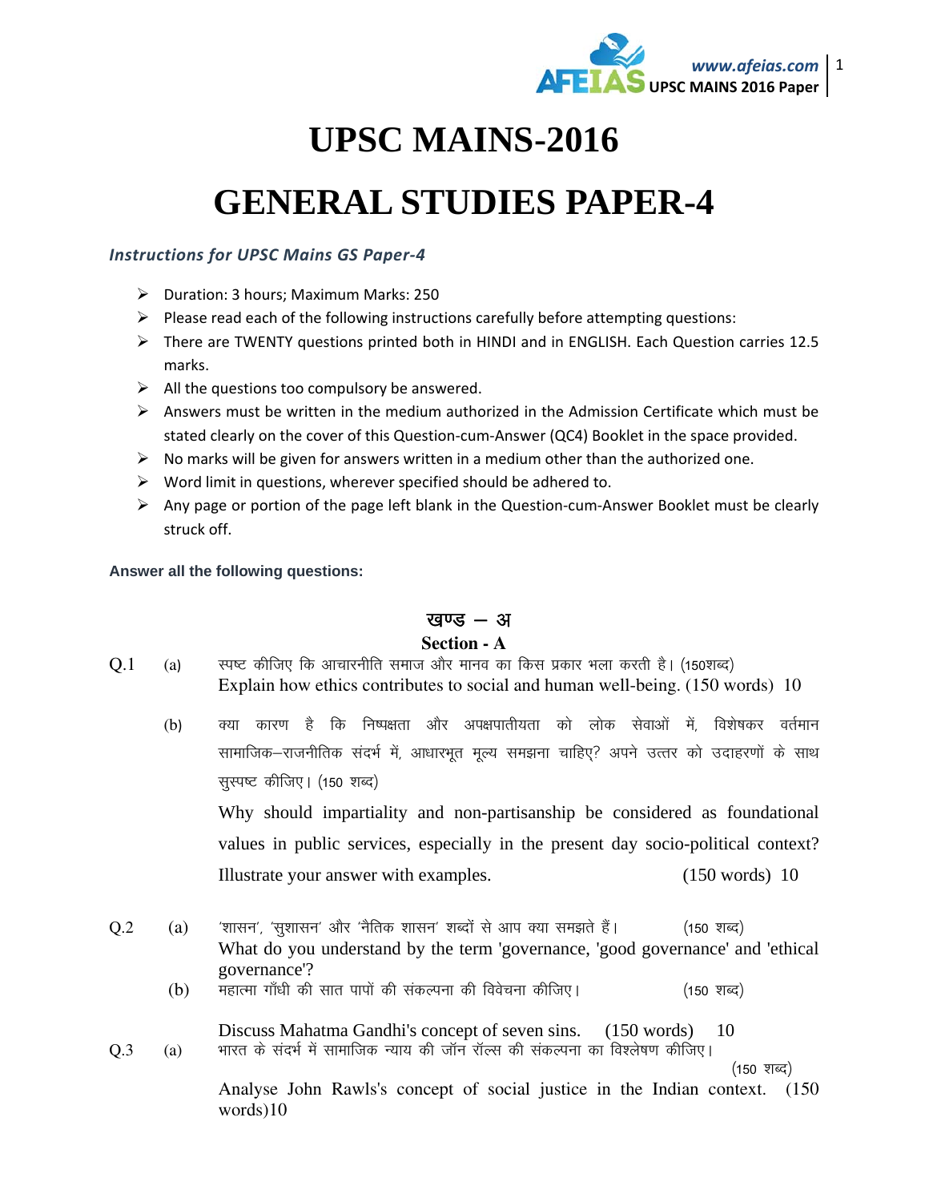# UPSC MAINS-2016

# GENERAL STUDIES PAPER-4

***Instructions for UPSC Mains GS Paper-4***

- Duration: 3 hours; Maximum Marks: 250
- Please read each of the following instructions carefully before attempting questions:
- There are TWENTY questions printed both in HINDI and in ENGLISH. Each Question carries 12.5 marks.
- All the questions too compulsory be answered.
- Answers must be written in the medium authorized in the Admission Certificate which must be stated clearly on the cover of this Question-cum-Answer (QC4) Booklet in the space provided.
- No marks will be given for answers written in a medium other than the authorized one.
- Word limit in questions, wherever specified should be adhered to.
- Any page or portion of the page left blank in the Question-cum-Answer Booklet must be clearly struck off.

**Answer all the following questions:**

## खण्ड – अ
## Section - A

**Q.1 (a)** स्पष्ट कीजिए कि आचारनीति समाज और मानव का किस प्रकार भला करती है। (150शब्द)

Explain how ethics contributes to social and human well-being. (150 words) 10

**(b)** क्या कारण है कि निष्पक्षता और अपक्षपातीयता को लोक सेवाओं में, विशेषकर वर्तमान सामाजिक–राजनीतिक संदर्भ में, आधारभूत मूल्य समझना चाहिए? अपने उत्तर को उदाहरणों के साथ सुस्पष्ट कीजिए। (150 शब्द)

Why should impartiality and non-partisanship be considered as foundational values in public services, especially in the present day socio-political context? Illustrate your answer with examples. (150 words) 10

**Q.2 (a)** 'शासन', 'सुशासन' और 'नैतिक शासन' शब्दों से आप क्या समझते हैं। (150 शब्द)

What do you understand by the term 'governance, 'good governance' and 'ethical governance'?

**(b)** महात्मा गाँधी की सात पापों की संकल्पना की विवेचना कीजिए। (150 शब्द)

Discuss Mahatma Gandhi's concept of seven sins. (150 words) 10

**Q.3 (a)** भारत के संदर्भ में सामाजिक न्याय की जॉन रॉल्स की संकल्पना का विश्लेषण कीजिए। (150 शब्द)

Analyse John Rawls's concept of social justice in the Indian context. (150 words)10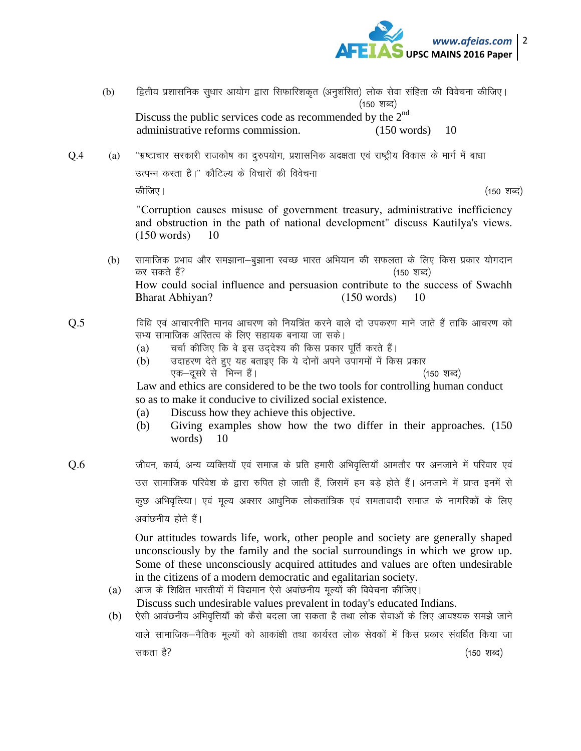(b) द्वितीय प्रशासनिक सुधार आयोग द्वारा सिफारिशकृत (अनुशंसित) लोक सेवा संहिता की विवेचना कीजिए। (150 शब्द)

Discuss the public services code as recommended by the 2nd administrative reforms commission. (150 words) 10

**Q.4** (a) ''भ्रष्टाचार सरकारी राजकोष का दुरुपयोग, प्रशासनिक अदक्षता एवं राष्ट्रीय विकास के मार्ग में बाधा उत्पन्न करता है।'' कौटिल्य के विचारों की विवेचना कीजिए। (150 शब्द)

"Corruption causes misuse of government treasury, administrative inefficiency and obstruction in the path of national development" discuss Kautilya's views. (150 words) 10

(b) सामाजिक प्रभाव और समझाना–बुझाना स्वच्छ भारत अभियान की सफलता के लिए किस प्रकार योगदान कर सकते हैं? (150 शब्द)

How could social influence and persuasion contribute to the success of Swachh Bharat Abhiyan? (150 words) 10

**Q.5** विधि एवं आचारनीति मानव आचरण को नियंत्रित करने वाले दो उपकरण माने जाते हैं ताकि आचरण को सभ्य सामाजिक अस्तित्व के लिए सहायक बनाया जा सके।

(a) चर्चा कीजिए कि वे इस उद्देश्य की किस प्रकार पूर्ति करते हैं।

(b) उदाहरण देते हुए यह बताइए कि ये दोनों अपने उपागमों में किस प्रकार एक–दूसरे से भिन्न हैं। (150 शब्द)

Law and ethics are considered to be the two tools for controlling human conduct so as to make it conducive to civilized social existence.

(a) Discuss how they achieve this objective.

(b) Giving examples show how the two differ in their approaches. (150 words) 10

**Q.6** जीवन, कार्य, अन्य व्यक्तियों एवं समाज के प्रति हमारी अभिवृत्तियाँ आमतौर पर अनजाने में परिवार एवं उस सामाजिक परिवेश के द्वारा रुपित हो जाती हैं, जिसमें हम बड़े होते हैं। अनजाने में प्राप्त इनमें से कुछ अभिवृत्त्यिा। एवं मूल्य अक्सर आधुनिक लोकतांत्रिक एवं समतावादी समाज के नागरिकों के लिए अवांछनीय होते हैं।

Our attitudes towards life, work, other people and society are generally shaped unconsciously by the family and the social surroundings in which we grow up. Some of these unconsciously acquired attitudes and values are often undesirable in the citizens of a modern democratic and egalitarian society.

(a) आज के शिक्षित भारतीयों में विद्यमान ऐसे अवांछनीय मूल्यों की विवेचना कीजिए।

Discuss such undesirable values prevalent in today's educated Indians.

(b) ऐसी आवंछनीय अभिवृत्तियाँ को कैसे बदला जा सकता है तथा लोक सेवाओं के लिए आवश्यक समझे जाने वाले सामाजिक–नैतिक मूल्यों को आकांक्षी तथा कार्यरत लोक सेवकों में किस प्रकार संवर्धित किया जा सकता है? (150 शब्द)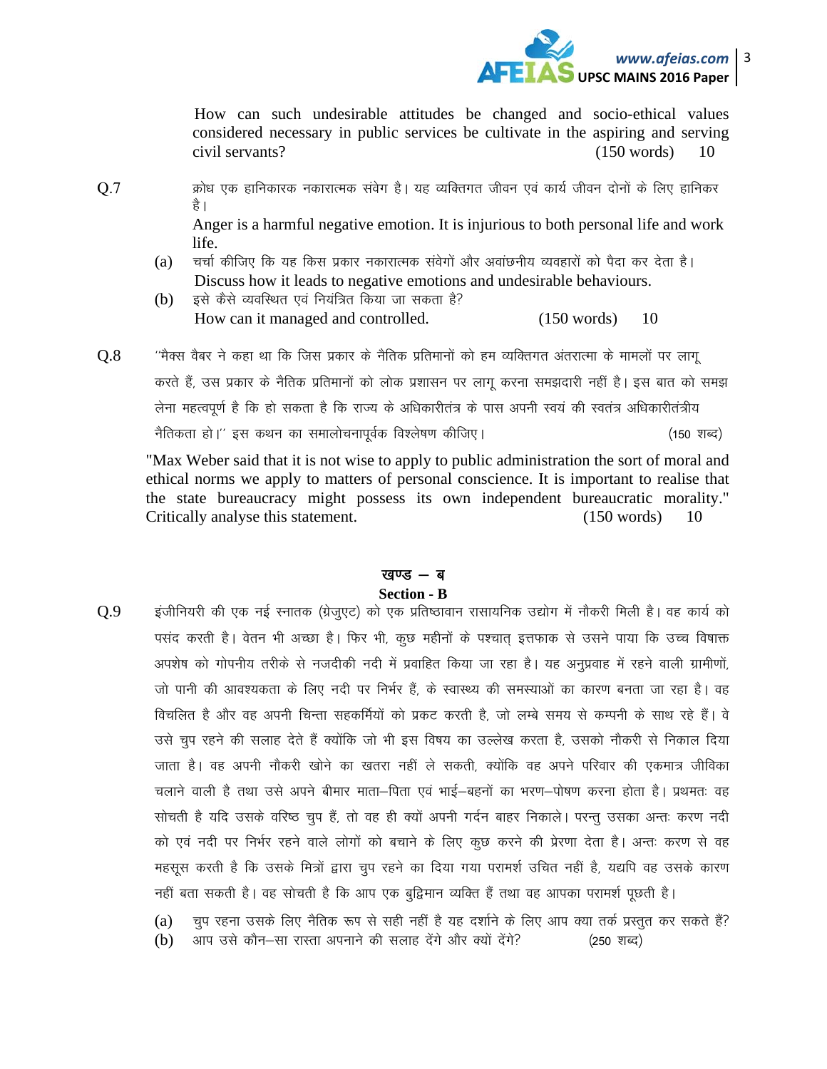How can such undesirable attitudes be changed and socio-ethical values considered necessary in public services be cultivate in the aspiring and serving civil servants? (150 words) 10

Q.7 क्रोध एक हानिकारक नकारात्मक संवेग है। यह व्यक्तिगत जीवन एवं कार्य जीवन दोनों के लिए हानिकर है।

Anger is a harmful negative emotion. It is injurious to both personal life and work life.

(a) चर्चा कीजिए कि यह किस प्रकार नकारात्मक संवेगों और अवांछनीय व्यवहारों को पैदा कर देता है।
Discuss how it leads to negative emotions and undesirable behaviours.

(b) इसे कैसे व्यवस्थित एवं नियंत्रित किया जा सकता है?
How can it managed and controlled. (150 words) 10

Q.8 ''मैक्स वैबर ने कहा था कि जिस प्रकार के नैतिक प्रतिमानों को हम व्यक्तिगत अंतरात्मा के मामलों पर लागू करते हैं, उस प्रकार के नैतिक प्रतिमानों को लोक प्रशासन पर लागू करना समझदारी नहीं है। इस बात को समझ लेना महत्वपूर्ण है कि हो सकता है कि राज्य के अधिकारीतंत्र के पास अपनी स्वयं की स्वतंत्र अधिकारीतंत्रीय नैतिकता हो।'' इस कथन का समालोचनापूर्वक विश्लेषण कीजिए। (150 शब्द)

"Max Weber said that it is not wise to apply to public administration the sort of moral and ethical norms we apply to matters of personal conscience. It is important to realise that the state bureaucracy might possess its own independent bureaucratic morality." Critically analyse this statement. (150 words) 10

## खण्ड – ब
## Section - B

Q.9 इंजीनियरी की एक नई स्नातक (ग्रेजुएट) को एक प्रतिष्ठावान रासायनिक उद्योग में नौकरी मिली है। वह कार्य को पसंद करती है। वेतन भी अच्छा है। फिर भी, कुछ महीनों के पश्चात् इत्तफाक से उसने पाया कि उच्च विषाक्त अपशेष को गोपनीय तरीके से नजदीकी नदी में प्रवाहित किया जा रहा है। यह अनुप्रवाह में रहने वाली ग्रामीणों, जो पानी की आवश्यकता के लिए नदी पर निर्भर हैं, के स्वास्थ्य की समस्याओं का कारण बनता जा रहा है। वह विचलित है और वह अपनी चिन्ता सहकर्मियों को प्रकट करती है, जो लम्बे समय से कम्पनी के साथ रहे हैं। वे उसे चुप रहने की सलाह देते हैं क्योंकि जो भी इस विषय का उल्लेख करता है, उसको नौकरी से निकाल दिया जाता है। वह अपनी नौकरी खोने का खतरा नहीं ले सकती, क्योंकि वह अपने परिवार की एकमात्र जीविका चलाने वाली है तथा उसे अपने बीमार माता–पिता एवं भाई–बहनों का भरण–पोषण करना होता है। प्रथमतः वह सोचती है यदि उसके वरिष्ठ चुप हैं, तो वह ही क्यों अपनी गर्दन बाहर निकाले। परन्तु उसका अन्तः करण नदी को एवं नदी पर निर्भर रहने वाले लोगों को बचाने के लिए कुछ करने की प्रेरणा देता है। अन्तः करण से वह महसूस करती है कि उसके मित्रों द्वारा चुप रहने का दिया गया परामर्श उचित नहीं है, यद्यपि वह उसके कारण नहीं बता सकती है। वह सोचती है कि आप एक बुद्धिमान व्यक्ति हैं तथा वह आपका परामर्श पूछती है।

(a) चुप रहना उसके लिए नैतिक रूप से सही नहीं है यह दर्शाने के लिए आप क्या तर्क प्रस्तुत कर सकते हैं?

(b) आप उसे कौन–सा रास्ता अपनाने की सलाह देंगे और क्यों देंगे? (250 शब्द)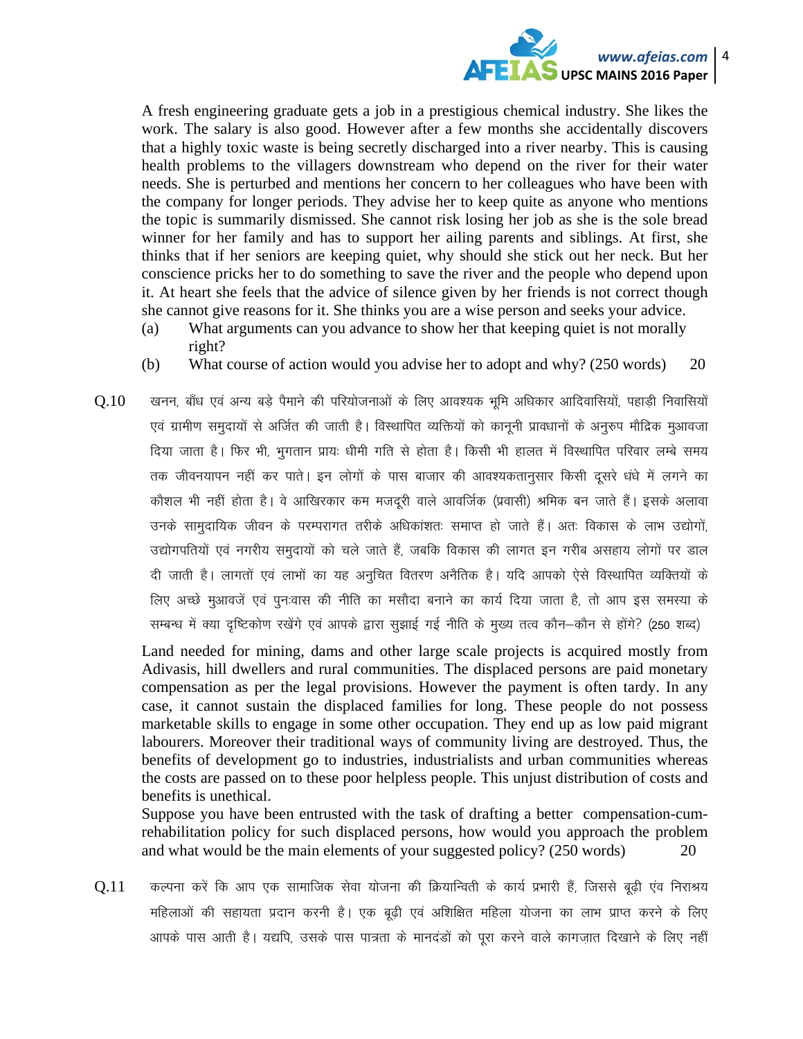A fresh engineering graduate gets a job in a prestigious chemical industry. She likes the work. The salary is also good. However after a few months she accidentally discovers that a highly toxic waste is being secretly discharged into a river nearby. This is causing health problems to the villagers downstream who depend on the river for their water needs. She is perturbed and mentions her concern to her colleagues who have been with the company for longer periods. They advise her to keep quite as anyone who mentions the topic is summarily dismissed. She cannot risk losing her job as she is the sole bread winner for her family and has to support her ailing parents and siblings. At first, she thinks that if her seniors are keeping quiet, why should she stick out her neck. But her conscience pricks her to do something to save the river and the people who depend upon it. At heart she feels that the advice of silence given by her friends is not correct though she cannot give reasons for it. She thinks you are a wise person and seeks your advice.

(a) What arguments can you advance to show her that keeping quiet is not morally right?

(b) What course of action would you advise her to adopt and why? (250 words) 20

Q.10 खनन, बाँध एवं अन्य बड़े पैमाने की परियोजनाओं के लिए आवश्यक भूमि अधिकार आदिवासियों, पहाड़ी निवासियों एवं ग्रामीण समुदायों से अर्जित की जाती है। विस्थापित व्यक्तियों को कानूनी प्रावधानों के अनुरुप मौद्रिक मुआवजा दिया जाता है। फिर भी, भुगतान प्रायः धीमी गति से होता है। किसी भी हालत में विस्थापित परिवार लम्बे समय तक जीवनयापन नहीं कर पाते। इन लोगों के पास बाजार की आवश्यकतानुसार किसी दूसरे धंधे में लगने का कौशल भी नहीं होता है। वे आखिरकार कम मजदूरी वाले आवर्जिक (प्रवासी) श्रमिक बन जाते हैं। इसके अलावा उनके सामुदायिक जीवन के परम्परागत तरीके अधिकांशतः समाप्त हो जाते हैं। अतः विकास के लाभ उद्योगों, उद्योगपतियों एवं नगरीय समुदायों को चले जाते हैं, जबकि विकास की लागत इन गरीब असहाय लोगों पर डाल दी जाती है। लागतों एवं लाभों का यह अनुचित वितरण अनैतिक है। यदि आपको ऐसे विस्थापित व्यक्तियों के लिए अच्छे मुआवजें एवं पुनःवास की नीति का मसौदा बनाने का कार्य दिया जाता है, तो आप इस समस्या के सम्बन्ध में क्या दृष्टिकोण रखेंगे एवं आपके द्वारा सुझाई गई नीति के मुख्य तत्व कौन–कौन से होंगे? (250 शब्द)

Land needed for mining, dams and other large scale projects is acquired mostly from Adivasis, hill dwellers and rural communities. The displaced persons are paid monetary compensation as per the legal provisions. However the payment is often tardy. In any case, it cannot sustain the displaced families for long. These people do not possess marketable skills to engage in some other occupation. They end up as low paid migrant labourers. Moreover their traditional ways of community living are destroyed. Thus, the benefits of development go to industries, industrialists and urban communities whereas the costs are passed on to these poor helpless people. This unjust distribution of costs and benefits is unethical.

Suppose you have been entrusted with the task of drafting a better compensation-cum-rehabilitation policy for such displaced persons, how would you approach the problem and what would be the main elements of your suggested policy? (250 words) 20

Q.11 कल्पना करें कि आप एक सामाजिक सेवा योजना की क्रियान्विती के कार्य प्रभारी हैं, जिससे बूढ़ी एंव निराश्रय महिलाओं की सहायता प्रदान करनी है। एक बूढ़ी एवं अशिक्षित महिला योजना का लाभ प्राप्त करने के लिए आपके पास आती है। यद्यपि, उसके पास पात्रता के मानदंडों को पूरा करने वाले कागज़ात दिखाने के लिए नहीं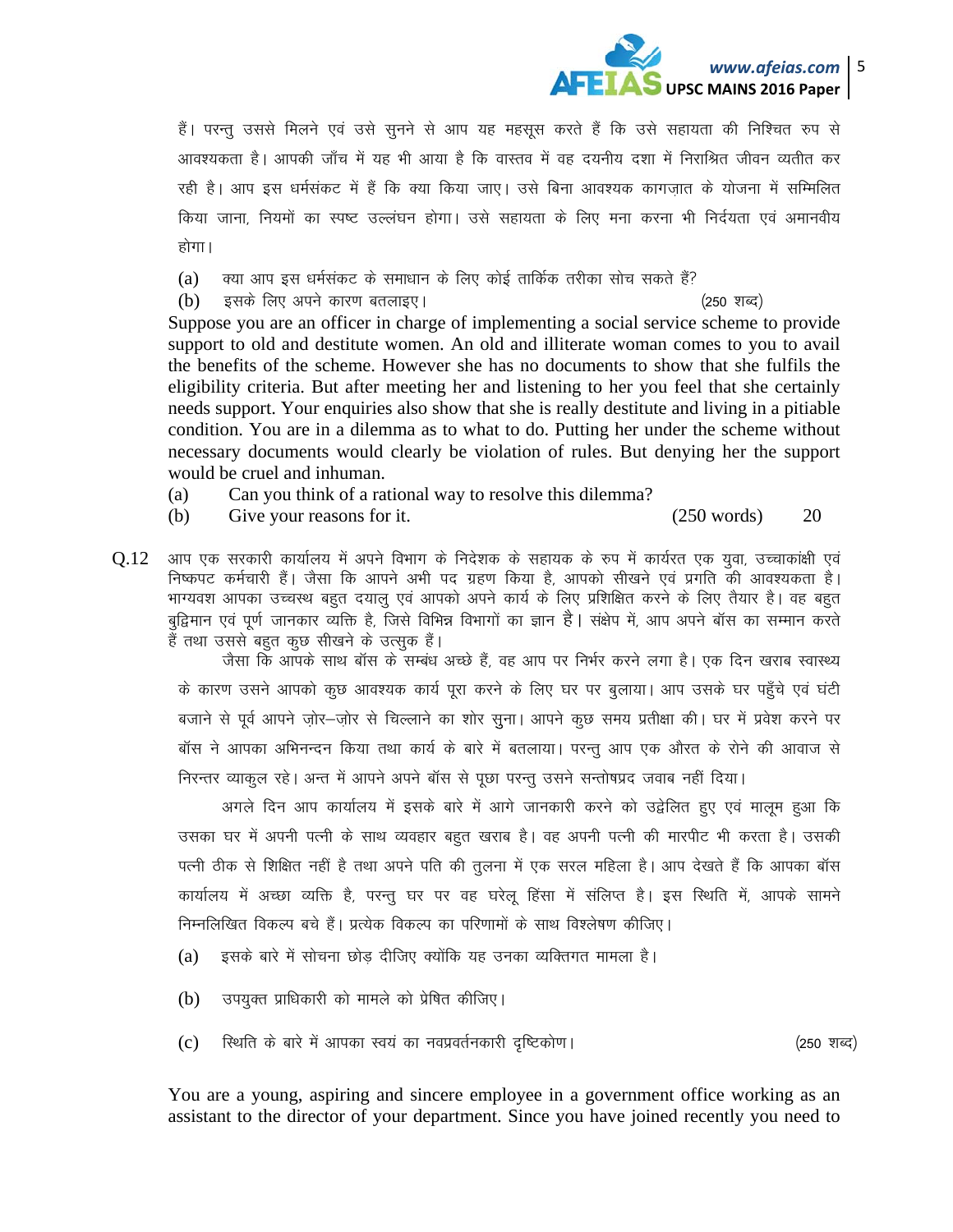हैं। परन्तु उससे मिलने एवं उसे सुनने से आप यह महसूस करते हैं कि उसे सहायता की निश्चित रुप से आवश्यकता है। आपकी जाँच में यह भी आया है कि वास्तव में वह दयनीय दशा में निराश्रित जीवन व्यतीत कर रही है। आप इस धर्मसंकट में हैं कि क्या किया जाए। उसे बिना आवश्यक कागज़ात के योजना में सम्मिलित किया जाना, नियमों का स्पष्ट उल्लंघन होगा। उसे सहायता के लिए मना करना भी निर्दयता एवं अमानवीय होगा।

(a) क्या आप इस धर्मसंकट के समाधान के लिए कोई तार्किक तरीका सोच सकते हैं?

(b) इसके लिए अपने कारण बतलाइए। (250 शब्द)

Suppose you are an officer in charge of implementing a social service scheme to provide support to old and destitute women. An old and illiterate woman comes to you to avail the benefits of the scheme. However she has no documents to show that she fulfils the eligibility criteria. But after meeting her and listening to her you feel that she certainly needs support. Your enquiries also show that she is really destitute and living in a pitiable condition. You are in a dilemma as to what to do. Putting her under the scheme without necessary documents would clearly be violation of rules. But denying her the support would be cruel and inhuman.

(a) Can you think of a rational way to resolve this dilemma?

(b) Give your reasons for it. (250 words) 20

Q.12 आप एक सरकारी कार्यालय में अपने विभाग के निदेशक के सहायक के रुप में कार्यरत एक युवा, उच्चाकांक्षी एवं निष्कपट कर्मचारी हैं। जैसा कि आपने अभी पद ग्रहण किया है, आपको सीखने एवं प्रगति की आवश्यकता है। भाग्यवश आपका उच्चस्थ बहुत दयालु एवं आपको अपने कार्य के लिए प्रशिक्षित करने के लिए तैयार है। वह बहुत बुद्विमान एवं पूर्ण जानकार व्यक्ति है, जिसे विभिन्न विभागों का ज्ञान है। संक्षेप में, आप अपने बॉस का सम्मान करते हैं तथा उससे बहुत कुछ सीखने के उत्सुक हैं।

जैसा कि आपके साथ बॉस के सम्बंध अच्छे हैं, वह आप पर निर्भर करने लगा है। एक दिन खराब स्वास्थ्य के कारण उसने आपको कुछ आवश्यक कार्य पूरा करने के लिए घर पर बुलाया। आप उसके घर पहुँचे एवं घंटी बजाने से पूर्व आपने ज़ोर–ज़ोर से चिल्लाने का शोर सुना। आपने कुछ समय प्रतीक्षा की। घर में प्रवेश करने पर बॉस ने आपका अभिनन्दन किया तथा कार्य के बारे में बतलाया। परन्तु आप एक औरत के रोने की आवाज से निरन्तर व्याकुल रहे। अन्त में आपने अपने बॉस से पूछा परन्तु उसने सन्तोषप्रद जवाब नहीं दिया।

अगले दिन आप कार्यालय में इसके बारे में आगे जानकारी करने को उद्वेलित हुए एवं मालूम हुआ कि उसका घर में अपनी पत्नी के साथ व्यवहार बहुत खराब है। वह अपनी पत्नी की मारपीट भी करता है। उसकी पत्नी ठीक से शिक्षित नहीं है तथा अपने पति की तुलना में एक सरल महिला है। आप देखते हैं कि आपका बॉस कार्यालय में अच्छा व्यक्ति है, परन्तु घर पर वह घरेलू हिंसा में संलिप्त है। इस स्थिति में, आपके सामने निम्नलिखित विकल्प बचे हैं। प्रत्येक विकल्प का परिणामों के साथ विश्लेषण कीजिए।

(a) इसके बारे में सोचना छोड़ दीजिए क्योंकि यह उनका व्यक्तिगत मामला है।

(b) उपयुक्त प्राधिकारी को मामले को प्रेषित कीजिए।

(c) स्थिति के बारे में आपका स्वयं का नवप्रवर्तनकारी दृष्टिकोण। (250 शब्द)

You are a young, aspiring and sincere employee in a government office working as an assistant to the director of your department. Since you have joined recently you need to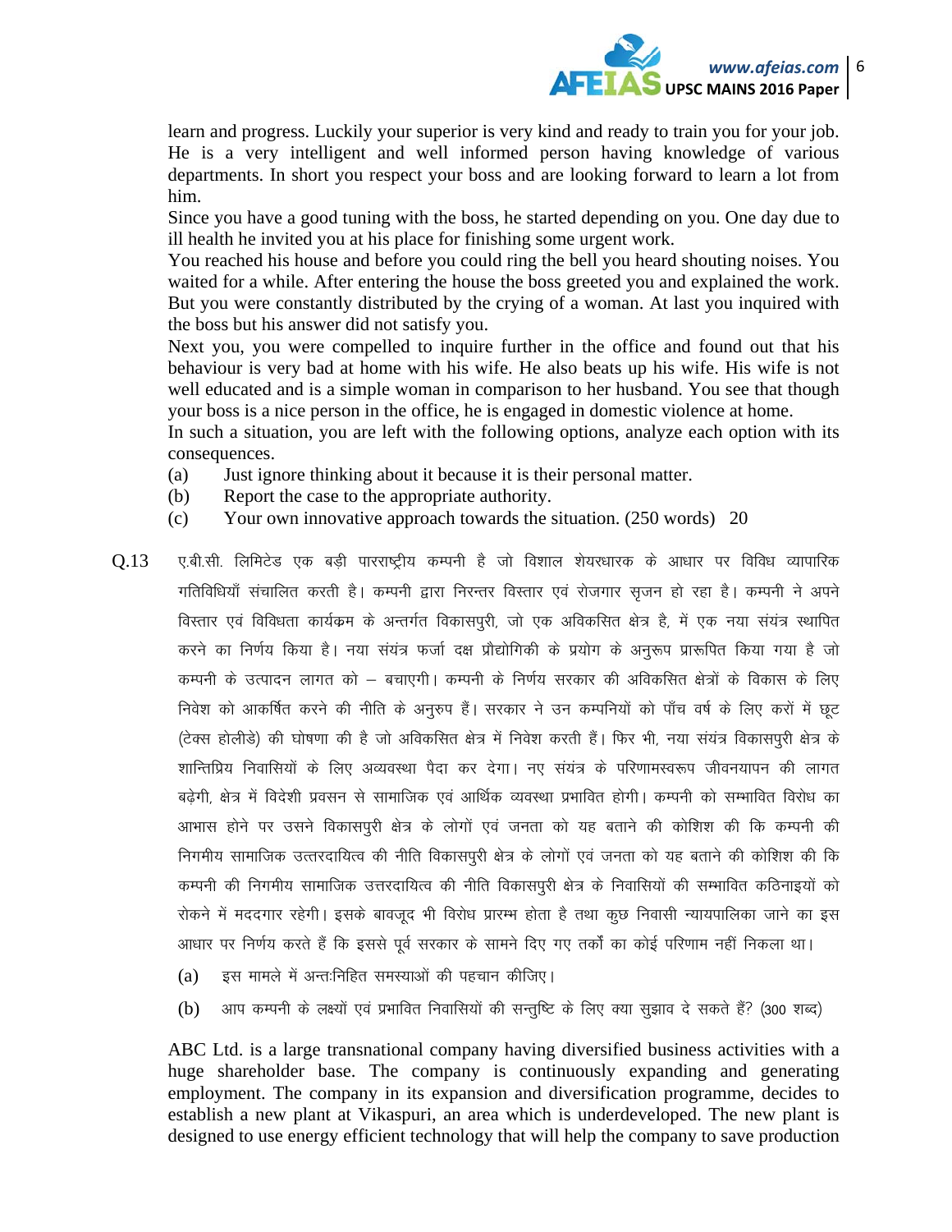learn and progress. Luckily your superior is very kind and ready to train you for your job. He is a very intelligent and well informed person having knowledge of various departments. In short you respect your boss and are looking forward to learn a lot from him.

Since you have a good tuning with the boss, he started depending on you. One day due to ill health he invited you at his place for finishing some urgent work.

You reached his house and before you could ring the bell you heard shouting noises. You waited for a while. After entering the house the boss greeted you and explained the work. But you were constantly distributed by the crying of a woman. At last you inquired with the boss but his answer did not satisfy you.

Next you, you were compelled to inquire further in the office and found out that his behaviour is very bad at home with his wife. He also beats up his wife. His wife is not well educated and is a simple woman in comparison to her husband. You see that though your boss is a nice person in the office, he is engaged in domestic violence at home.

In such a situation, you are left with the following options, analyze each option with its consequences.

(a) Just ignore thinking about it because it is their personal matter.

(b) Report the case to the appropriate authority.

(c) Your own innovative approach towards the situation. (250 words) 20

Q.13 ए.बी.सी. लिमिटेड एक बड़ी पारराष्ट्रीय कम्पनी है जो विशाल शेयरधारक के आधार पर विविध व्यापारिक गतिविधियाँ संचालित करती है। कम्पनी द्वारा निरन्तर विस्तार एवं रोजगार सृजन हो रहा है। कम्पनी ने अपने विस्तार एवं विविधता कार्यक्रम के अन्तर्गत विकासपुरी, जो एक अविकसित क्षेत्र है, में एक नया संयंत्र स्थापित करने का निर्णय किया है। नया संयंत्र फर्जा दक्ष प्रौद्योगिकी के प्रयोग के अनुरूप प्रारूपित किया गया है जो कम्पनी के उत्पादन लागत को – बचाएगी। कम्पनी के निर्णय सरकार की अविकसित क्षेत्रों के विकास के लिए निवेश को आकर्षित करने की नीति के अनुरुप हैं। सरकार ने उन कम्पनियों को पाँच वर्ष के लिए करों में छूट (टेक्स होलीडे) की घोषणा की है जो अविकसित क्षेत्र में निवेश करती हैं। फिर भी, नया संयंत्र विकासपुरी क्षेत्र के शान्तिप्रिय निवासियों के लिए अव्यवस्था पैदा कर देगा। नए संयंत्र के परिणामस्वरूप जीवनयापन की लागत बढ़ेगी, क्षेत्र में विदेशी प्रवसन से सामाजिक एवं आर्थिक व्यवस्था प्रभावित होगी। कम्पनी को सम्भावित विरोध का आभास होने पर उसने विकासपुरी क्षेत्र के लोगों एवं जनता को यह बताने की कोशिश की कि कम्पनी की निगमीय सामाजिक उत्तरदायित्व की नीति विकासपुरी क्षेत्र के लोगों एवं जनता को यह बताने की कोशिश की कि कम्पनी की निगमीय सामाजिक उत्तरदायित्व की नीति विकासपुरी क्षेत्र के निवासियों की सम्भावित कठिनाइयों को रोकने में मददगार रहेगी। इसके बावजूद भी विरोध प्रारम्भ होता है तथा कुछ निवासी न्यायपालिका जाने का इस आधार पर निर्णय करते हैं कि इससे पूर्व सरकार के सामने दिए गए तर्कों का कोई परिणाम नहीं निकला था।

(a) इस मामले में अन्तःनिहित समस्याओं की पहचान कीजिए।

(b) आप कम्पनी के लक्ष्यों एवं प्रभावित निवासियों की सन्तुष्टि के लिए क्या सुझाव दे सकते हैं? (300 शब्द)

ABC Ltd. is a large transnational company having diversified business activities with a huge shareholder base. The company is continuously expanding and generating employment. The company in its expansion and diversification programme, decides to establish a new plant at Vikaspuri, an area which is underdeveloped. The new plant is designed to use energy efficient technology that will help the company to save production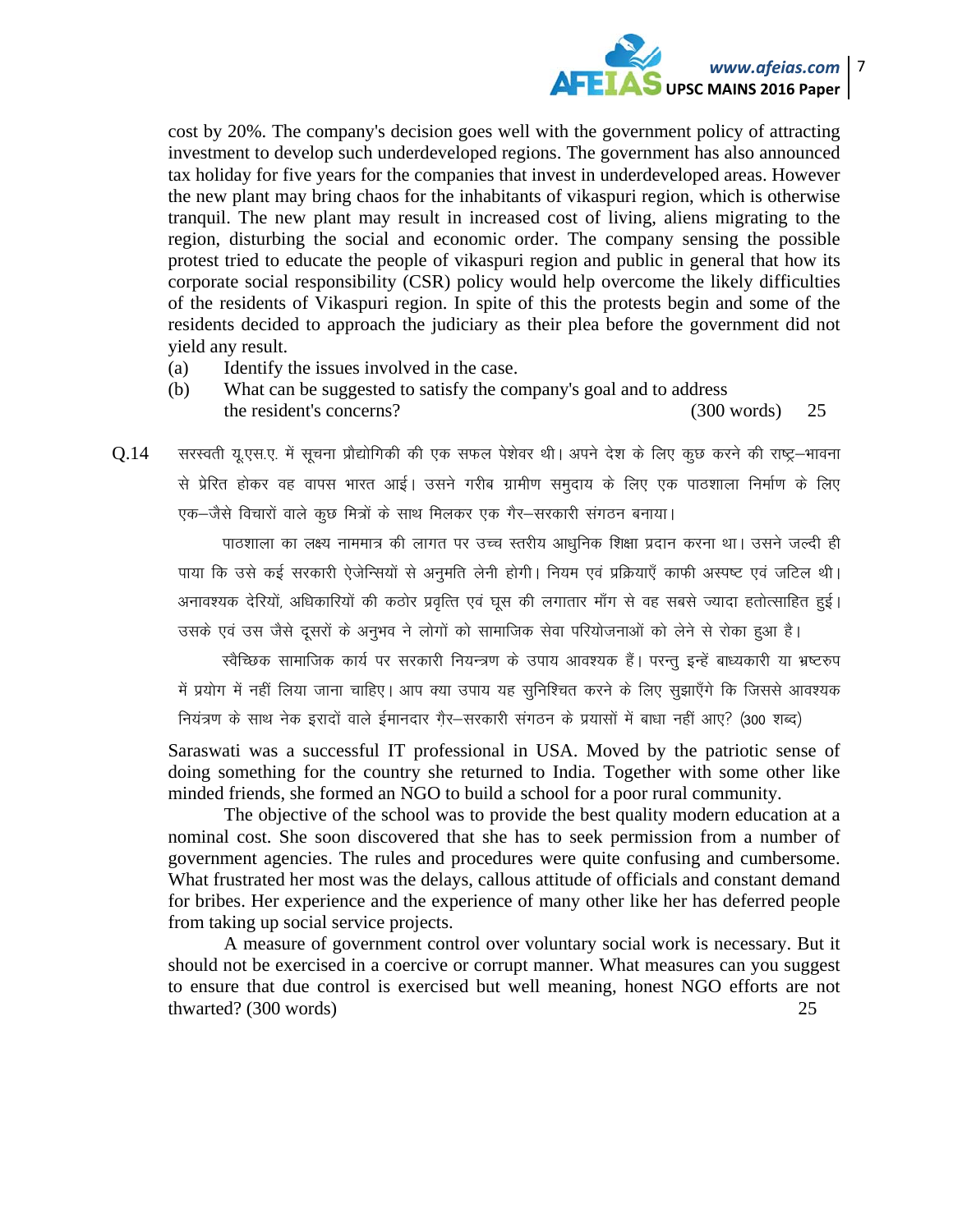cost by 20%. The company's decision goes well with the government policy of attracting investment to develop such underdeveloped regions. The government has also announced tax holiday for five years for the companies that invest in underdeveloped areas. However the new plant may bring chaos for the inhabitants of vikaspuri region, which is otherwise tranquil. The new plant may result in increased cost of living, aliens migrating to the region, disturbing the social and economic order. The company sensing the possible protest tried to educate the people of vikaspuri region and public in general that how its corporate social responsibility (CSR) policy would help overcome the likely difficulties of the residents of Vikaspuri region. In spite of this the protests begin and some of the residents decided to approach the judiciary as their plea before the government did not yield any result.

(a) Identify the issues involved in the case.

(b) What can be suggested to satisfy the company's goal and to address the resident's concerns? (300 words) 25

Q.14 सरस्वती यू.एस.ए. में सूचना प्रौद्योगिकी की एक सफल पेशेवर थी। अपने देश के लिए कुछ करने की राष्ट्र–भावना से प्रेरित होकर वह वापस भारत आई। उसने गरीब ग्रामीण समुदाय के लिए एक पाठशाला निर्माण के लिए एक–जैसे विचारों वाले कुछ मित्रों के साथ मिलकर एक गैर–सरकारी संगठन बनाया।

पाठशाला का लक्ष्य नाममात्र की लागत पर उच्च स्तरीय आधुनिक शिक्षा प्रदान करना था। उसने जल्दी ही पाया कि उसे कई सरकारी ऐजेन्सियों से अनुमति लेनी होगी। नियम एवं प्रक्रियाएँ काफी अस्पष्ट एवं जटिल थी। अनावश्यक देरियों, अधिकारियों की कठोर प्रवृत्ति एवं घूस की लगातार माँग से वह सबसे ज्यादा हतोत्साहित हुई। उसके एवं उस जैसे दूसरों के अनुभव ने लोगों को सामाजिक सेवा परियोजनाओं को लेने से रोका हुआ है।

स्वैच्छिक सामाजिक कार्य पर सरकारी नियन्त्रण के उपाय आवश्यक हैं। परन्तु इन्हें बाध्यकारी या भ्रष्टरुप में प्रयोग में नहीं लिया जाना चाहिए। आप क्या उपाय यह सुनिश्चित करने के लिए सुझाएँगे कि जिससे आवश्यक नियंत्रण के साथ नेक इरादों वाले ईमानदार ग़ैर–सरकारी संगठन के प्रयासों में बाधा नहीं आए? (300 शब्द)

Saraswati was a successful IT professional in USA. Moved by the patriotic sense of doing something for the country she returned to India. Together with some other like minded friends, she formed an NGO to build a school for a poor rural community.

The objective of the school was to provide the best quality modern education at a nominal cost. She soon discovered that she has to seek permission from a number of government agencies. The rules and procedures were quite confusing and cumbersome. What frustrated her most was the delays, callous attitude of officials and constant demand for bribes. Her experience and the experience of many other like her has deferred people from taking up social service projects.

A measure of government control over voluntary social work is necessary. But it should not be exercised in a coercive or corrupt manner. What measures can you suggest to ensure that due control is exercised but well meaning, honest NGO efforts are not thwarted? (300 words) 25